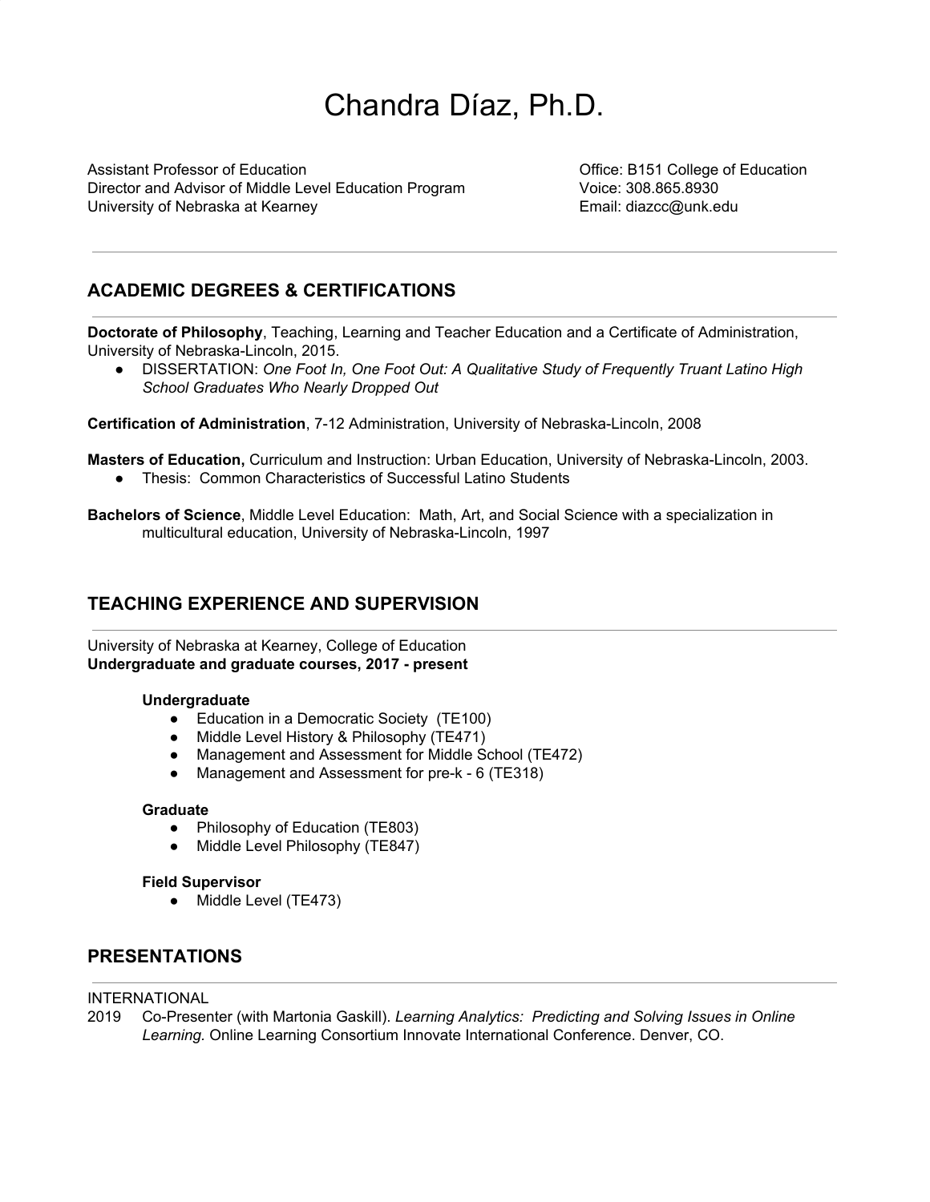# Chandra Díaz, Ph.D.

Assistant Professor of Education
Director and Advisor of Middle Level Education Program
University of Nebraska at Kearney

Office: B151 College of Education
Voice: 308.865.8930
Email: diazcc@unk.edu

---

## ACADEMIC DEGREES & CERTIFICATIONS

**Doctorate of Philosophy**, Teaching, Learning and Teacher Education and a Certificate of Administration, University of Nebraska-Lincoln, 2015.

- DISSERTATION: *One Foot In, One Foot Out: A Qualitative Study of Frequently Truant Latino High School Graduates Who Nearly Dropped Out*

**Certification of Administration**, 7-12 Administration, University of Nebraska-Lincoln, 2008

**Masters of Education,** Curriculum and Instruction: Urban Education, University of Nebraska-Lincoln, 2003.

- Thesis: Common Characteristics of Successful Latino Students

**Bachelors of Science**, Middle Level Education: Math, Art, and Social Science with a specialization in multicultural education, University of Nebraska-Lincoln, 1997

## TEACHING EXPERIENCE AND SUPERVISION

University of Nebraska at Kearney, College of Education
**Undergraduate and graduate courses, 2017 - present**

**Undergraduate**

- Education in a Democratic Society (TE100)
- Middle Level History & Philosophy (TE471)
- Management and Assessment for Middle School (TE472)
- Management and Assessment for pre-k - 6 (TE318)

**Graduate**

- Philosophy of Education (TE803)
- Middle Level Philosophy (TE847)

**Field Supervisor**

- Middle Level (TE473)

## PRESENTATIONS

INTERNATIONAL

2019 Co-Presenter (with Martonia Gaskill). *Learning Analytics: Predicting and Solving Issues in Online Learning.* Online Learning Consortium Innovate International Conference. Denver, CO.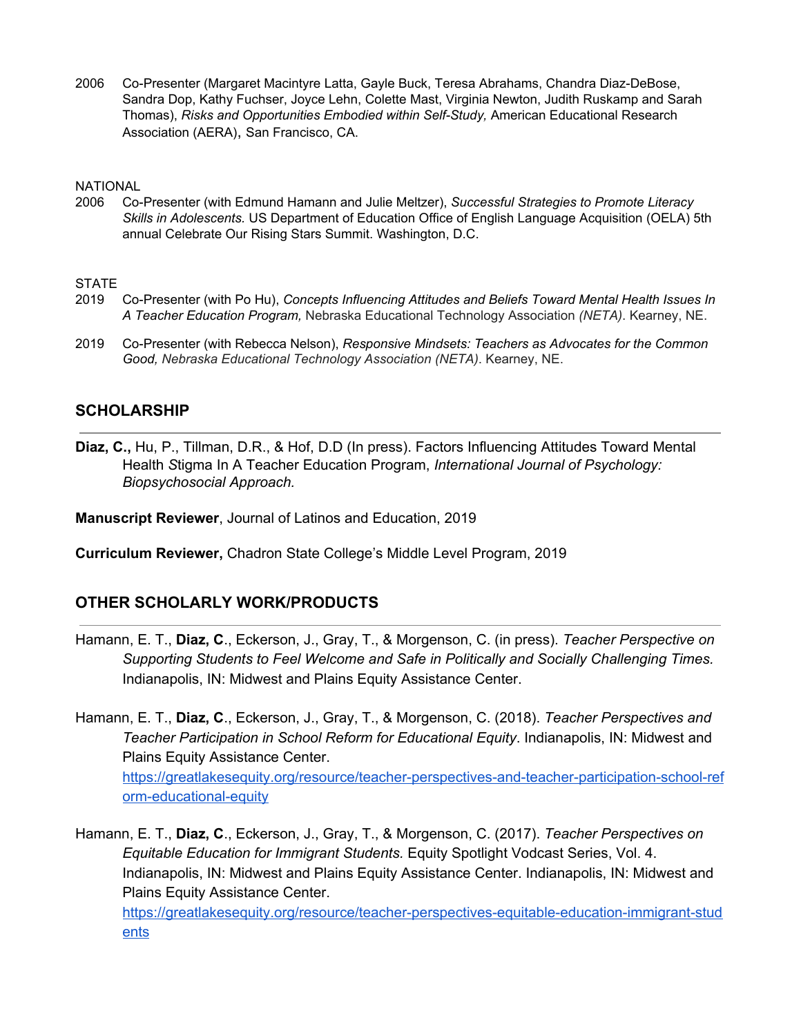2006 Co-Presenter (Margaret Macintyre Latta, Gayle Buck, Teresa Abrahams, Chandra Diaz-DeBose, Sandra Dop, Kathy Fuchser, Joyce Lehn, Colette Mast, Virginia Newton, Judith Ruskamp and Sarah Thomas), *Risks and Opportunities Embodied within Self-Study,* American Educational Research Association (AERA), San Francisco, CA.

NATIONAL

2006 Co-Presenter (with Edmund Hamann and Julie Meltzer), *Successful Strategies to Promote Literacy Skills in Adolescents.* US Department of Education Office of English Language Acquisition (OELA) 5th annual Celebrate Our Rising Stars Summit. Washington, D.C.

STATE

2019 Co-Presenter (with Po Hu), *Concepts Influencing Attitudes and Beliefs Toward Mental Health Issues In A Teacher Education Program,* Nebraska Educational Technology Association *(NETA)*. Kearney, NE.

2019 Co-Presenter (with Rebecca Nelson), *Responsive Mindsets: Teachers as Advocates for the Common Good, Nebraska Educational Technology Association (NETA)*. Kearney, NE.

## SCHOLARSHIP

**Diaz, C.,** Hu, P., Tillman, D.R., & Hof, D.D (In press). Factors Influencing Attitudes Toward Mental Health *S*tigma In A Teacher Education Program, *International Journal of Psychology: Biopsychosocial Approach.*

**Manuscript Reviewer**, Journal of Latinos and Education, 2019

**Curriculum Reviewer,** Chadron State College's Middle Level Program, 2019

## OTHER SCHOLARLY WORK/PRODUCTS

Hamann, E. T., **Diaz, C**., Eckerson, J., Gray, T., & Morgenson, C. (in press). *Teacher Perspective on Supporting Students to Feel Welcome and Safe in Politically and Socially Challenging Times.* Indianapolis, IN: Midwest and Plains Equity Assistance Center.

Hamann, E. T., **Diaz, C**., Eckerson, J., Gray, T., & Morgenson, C. (2018). *Teacher Perspectives and Teacher Participation in School Reform for Educational Equity*. Indianapolis, IN: Midwest and Plains Equity Assistance Center. https://greatlakesequity.org/resource/teacher-perspectives-and-teacher-participation-school-reform-educational-equity

Hamann, E. T., **Diaz, C**., Eckerson, J., Gray, T., & Morgenson, C. (2017). *Teacher Perspectives on Equitable Education for Immigrant Students.* Equity Spotlight Vodcast Series, Vol. 4. Indianapolis, IN: Midwest and Plains Equity Assistance Center. Indianapolis, IN: Midwest and Plains Equity Assistance Center. https://greatlakesequity.org/resource/teacher-perspectives-equitable-education-immigrant-students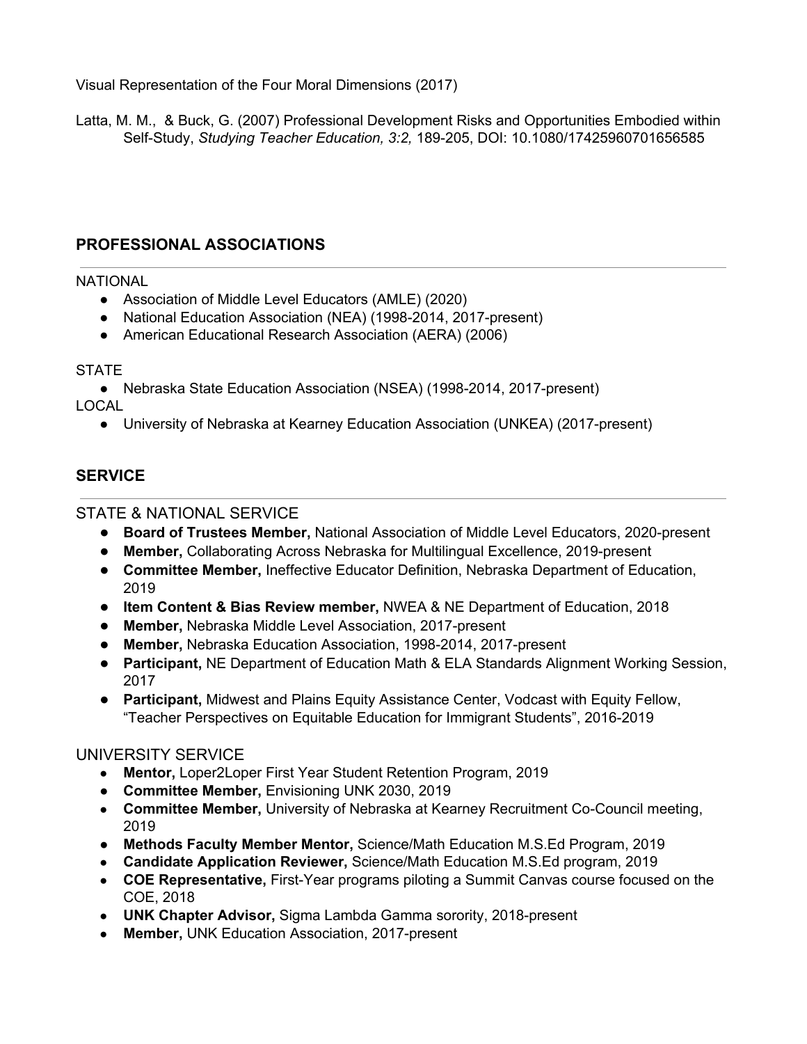Visual Representation of the Four Moral Dimensions (2017)

Latta, M. M., & Buck, G. (2007) Professional Development Risks and Opportunities Embodied within Self-Study, *Studying Teacher Education, 3:2,* 189-205, DOI: 10.1080/17425960701656585

## PROFESSIONAL ASSOCIATIONS

NATIONAL

- Association of Middle Level Educators (AMLE) (2020)
- National Education Association (NEA) (1998-2014, 2017-present)
- American Educational Research Association (AERA) (2006)

STATE

- Nebraska State Education Association (NSEA) (1998-2014, 2017-present)

LOCAL

- University of Nebraska at Kearney Education Association (UNKEA) (2017-present)

## SERVICE

### STATE & NATIONAL SERVICE

- **Board of Trustees Member,** National Association of Middle Level Educators, 2020-present
- **Member,** Collaborating Across Nebraska for Multilingual Excellence, 2019-present
- **Committee Member,** Ineffective Educator Definition, Nebraska Department of Education, 2019
- **Item Content & Bias Review member,** NWEA & NE Department of Education, 2018
- **Member,** Nebraska Middle Level Association, 2017-present
- **Member,** Nebraska Education Association, 1998-2014, 2017-present
- **Participant,** NE Department of Education Math & ELA Standards Alignment Working Session, 2017
- **Participant,** Midwest and Plains Equity Assistance Center, Vodcast with Equity Fellow, "Teacher Perspectives on Equitable Education for Immigrant Students", 2016-2019

### UNIVERSITY SERVICE

- **Mentor,** Loper2Loper First Year Student Retention Program, 2019
- **Committee Member,** Envisioning UNK 2030, 2019
- **Committee Member,** University of Nebraska at Kearney Recruitment Co-Council meeting, 2019
- **Methods Faculty Member Mentor,** Science/Math Education M.S.Ed Program, 2019
- **Candidate Application Reviewer,** Science/Math Education M.S.Ed program, 2019
- **COE Representative,** First-Year programs piloting a Summit Canvas course focused on the COE, 2018
- **UNK Chapter Advisor,** Sigma Lambda Gamma sorority, 2018-present
- **Member,** UNK Education Association, 2017-present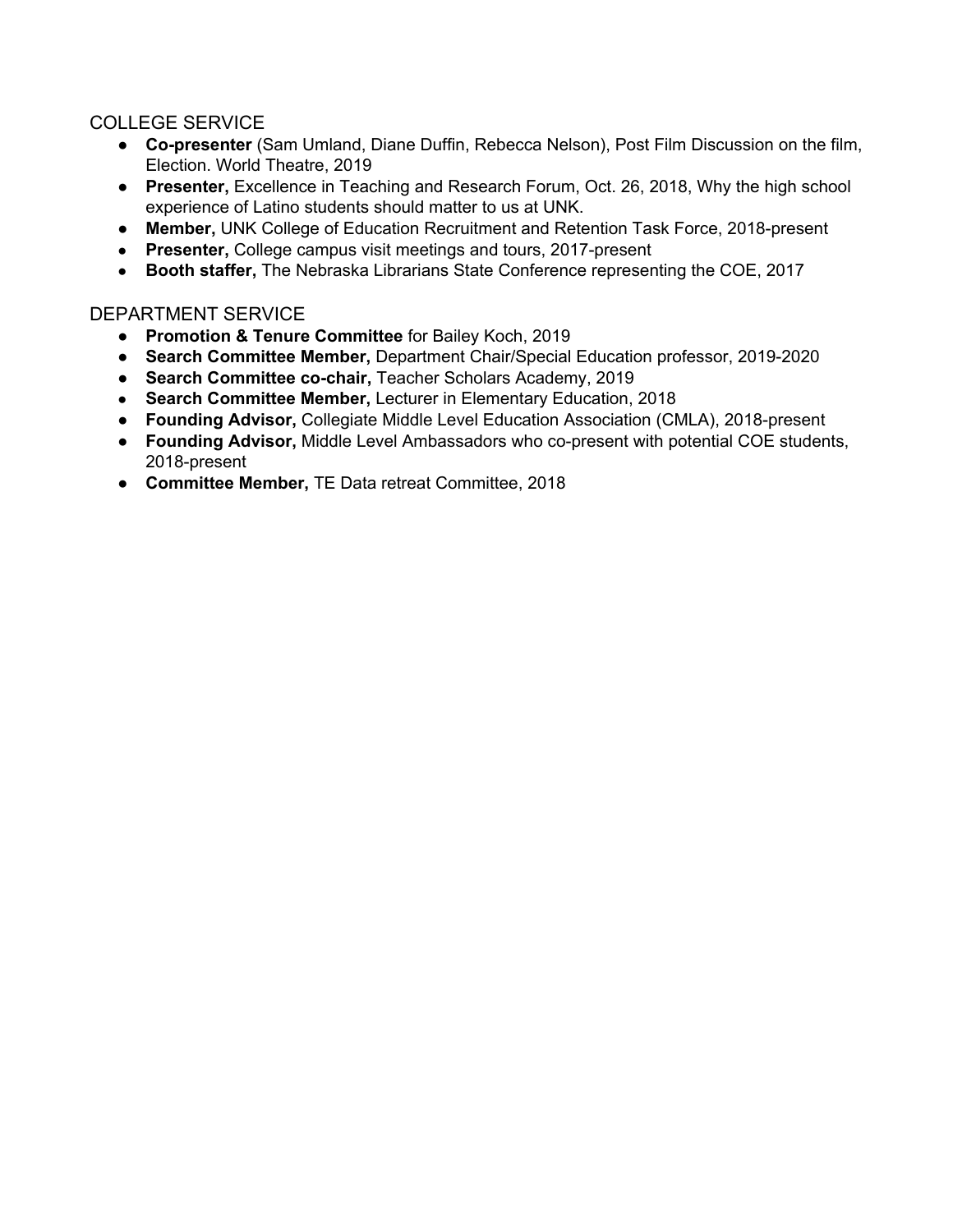## COLLEGE SERVICE

- **Co-presenter** (Sam Umland, Diane Duffin, Rebecca Nelson), Post Film Discussion on the film, Election. World Theatre, 2019
- **Presenter,** Excellence in Teaching and Research Forum, Oct. 26, 2018, Why the high school experience of Latino students should matter to us at UNK.
- **Member,** UNK College of Education Recruitment and Retention Task Force, 2018-present
- **Presenter,** College campus visit meetings and tours, 2017-present
- **Booth staffer,** The Nebraska Librarians State Conference representing the COE, 2017

## DEPARTMENT SERVICE

- **Promotion & Tenure Committee** for Bailey Koch, 2019
- **Search Committee Member,** Department Chair/Special Education professor, 2019-2020
- **Search Committee co-chair,** Teacher Scholars Academy, 2019
- **Search Committee Member,** Lecturer in Elementary Education, 2018
- **Founding Advisor,** Collegiate Middle Level Education Association (CMLA), 2018-present
- **Founding Advisor,** Middle Level Ambassadors who co-present with potential COE students, 2018-present
- **Committee Member,** TE Data retreat Committee, 2018